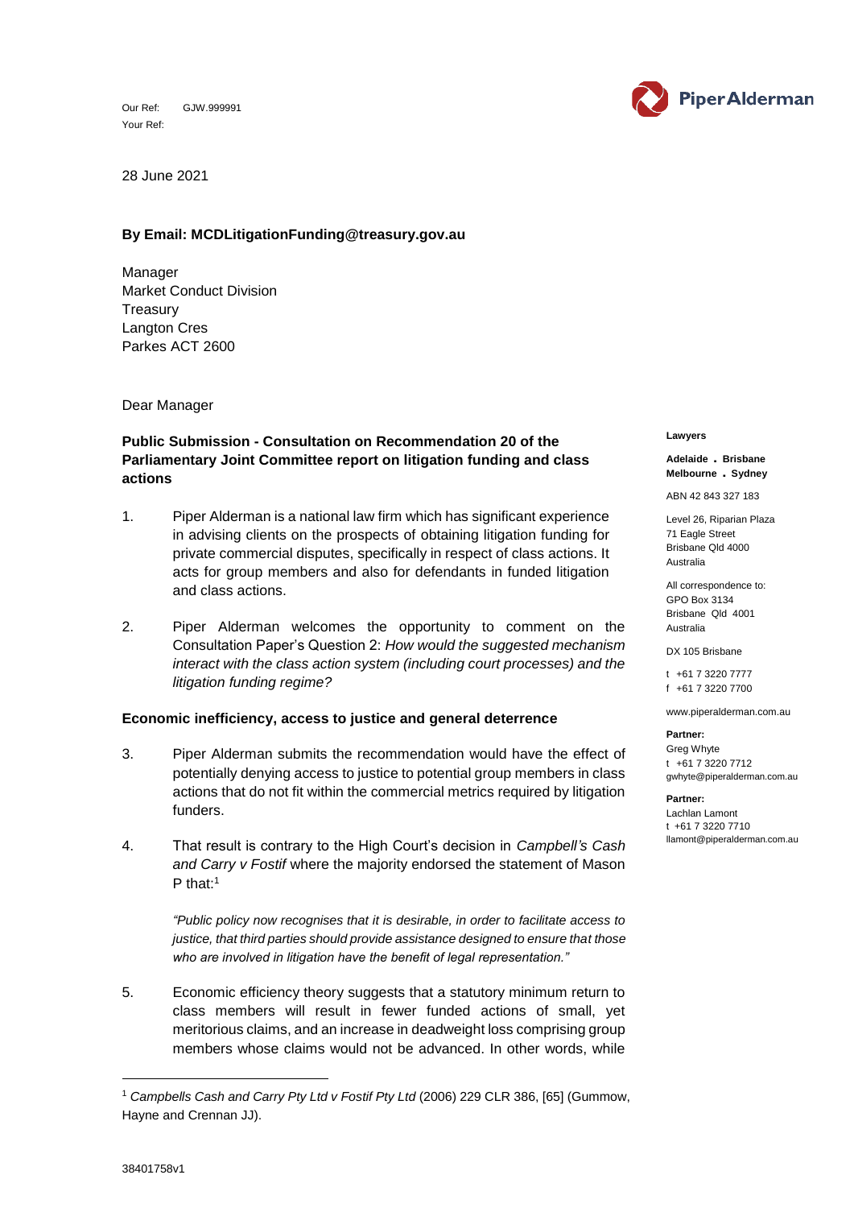Our Ref: GJW.999991
Your Ref:

28 June 2021

**By Email: MCDLitigationFunding@treasury.gov.au**

Manager
Market Conduct Division
Treasury
Langton Cres
Parkes ACT 2600

Dear Manager

**Public Submission - Consultation on Recommendation 20 of the Parliamentary Joint Committee report on litigation funding and class actions**

1. Piper Alderman is a national law firm which has significant experience in advising clients on the prospects of obtaining litigation funding for private commercial disputes, specifically in respect of class actions. It acts for group members and also for defendants in funded litigation and class actions.

2. Piper Alderman welcomes the opportunity to comment on the Consultation Paper's Question 2: *How would the suggested mechanism interact with the class action system (including court processes) and the litigation funding regime?*

**Economic inefficiency, access to justice and general deterrence**

3. Piper Alderman submits the recommendation would have the effect of potentially denying access to justice to potential group members in class actions that do not fit within the commercial metrics required by litigation funders.

4. That result is contrary to the High Court's decision in *Campbell's Cash and Carry v Fostif* where the majority endorsed the statement of Mason P that:[1]

   *"Public policy now recognises that it is desirable, in order to facilitate access to justice, that third parties should provide assistance designed to ensure that those who are involved in litigation have the benefit of legal representation."*

5. Economic efficiency theory suggests that a statutory minimum return to class members will result in fewer funded actions of small, yet meritorious claims, and an increase in deadweight loss comprising group members whose claims would not be advanced. In other words, while

---

**Lawyers**

**Adelaide . Brisbane**
**Melbourne . Sydney**

ABN 42 843 327 183

Level 26, Riparian Plaza
71 Eagle Street
Brisbane Qld 4000
Australia

All correspondence to:
GPO Box 3134
Brisbane Qld 4001
Australia

DX 105 Brisbane

t +61 7 3220 7777
f +61 7 3220 7700

www.piperalderman.com.au

**Partner:**
Greg Whyte
t +61 7 3220 7712
gwhyte@piperalderman.com.au

**Partner:**
Lachlan Lamont
t +61 7 3220 7710
llamont@piperalderman.com.au

---

[1] *Campbells Cash and Carry Pty Ltd v Fostif Pty Ltd* (2006) 229 CLR 386, [65] (Gummow, Hayne and Crennan JJ).

38401758v1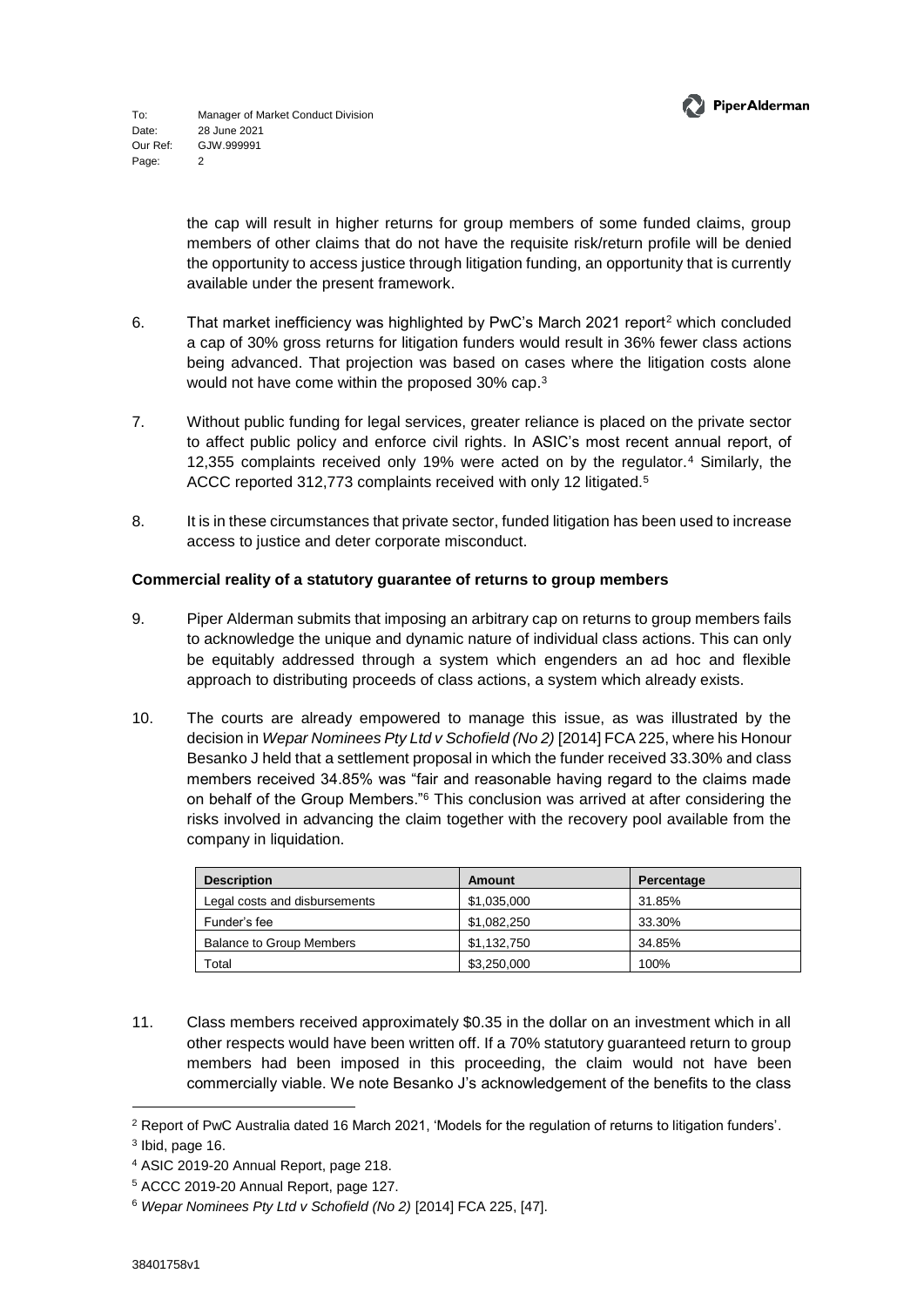the cap will result in higher returns for group members of some funded claims, group members of other claims that do not have the requisite risk/return profile will be denied the opportunity to access justice through litigation funding, an opportunity that is currently available under the present framework.

6. That market inefficiency was highlighted by PwC's March 2021 report[2] which concluded a cap of 30% gross returns for litigation funders would result in 36% fewer class actions being advanced. That projection was based on cases where the litigation costs alone would not have come within the proposed 30% cap.[3]

7. Without public funding for legal services, greater reliance is placed on the private sector to affect public policy and enforce civil rights. In ASIC's most recent annual report, of 12,355 complaints received only 19% were acted on by the regulator.[4] Similarly, the ACCC reported 312,773 complaints received with only 12 litigated.[5]

8. It is in these circumstances that private sector, funded litigation has been used to increase access to justice and deter corporate misconduct.

**Commercial reality of a statutory guarantee of returns to group members**

9. Piper Alderman submits that imposing an arbitrary cap on returns to group members fails to acknowledge the unique and dynamic nature of individual class actions. This can only be equitably addressed through a system which engenders an ad hoc and flexible approach to distributing proceeds of class actions, a system which already exists.

10. The courts are already empowered to manage this issue, as was illustrated by the decision in *Wepar Nominees Pty Ltd v Schofield (No 2)* [2014] FCA 225, where his Honour Besanko J held that a settlement proposal in which the funder received 33.30% and class members received 34.85% was "fair and reasonable having regard to the claims made on behalf of the Group Members."[6] This conclusion was arrived at after considering the risks involved in advancing the claim together with the recovery pool available from the company in liquidation.

| **Description** | **Amount** | **Percentage** |
|---|---|---|
| Legal costs and disbursements | $1,035,000 | 31.85% |
| Funder's fee | $1,082,250 | 33.30% |
| Balance to Group Members | $1,132,750 | 34.85% |
| Total | $3,250,000 | 100% |

11. Class members received approximately $0.35 in the dollar on an investment which in all other respects would have been written off. If a 70% statutory guaranteed return to group members had been imposed in this proceeding, the claim would not have been commercially viable. We note Besanko J's acknowledgement of the benefits to the class

[2] Report of PwC Australia dated 16 March 2021, 'Models for the regulation of returns to litigation funders'.

[3] Ibid, page 16.

[4] ASIC 2019-20 Annual Report, page 218.

[5] ACCC 2019-20 Annual Report, page 127.

[6] *Wepar Nominees Pty Ltd v Schofield (No 2)* [2014] FCA 225, [47].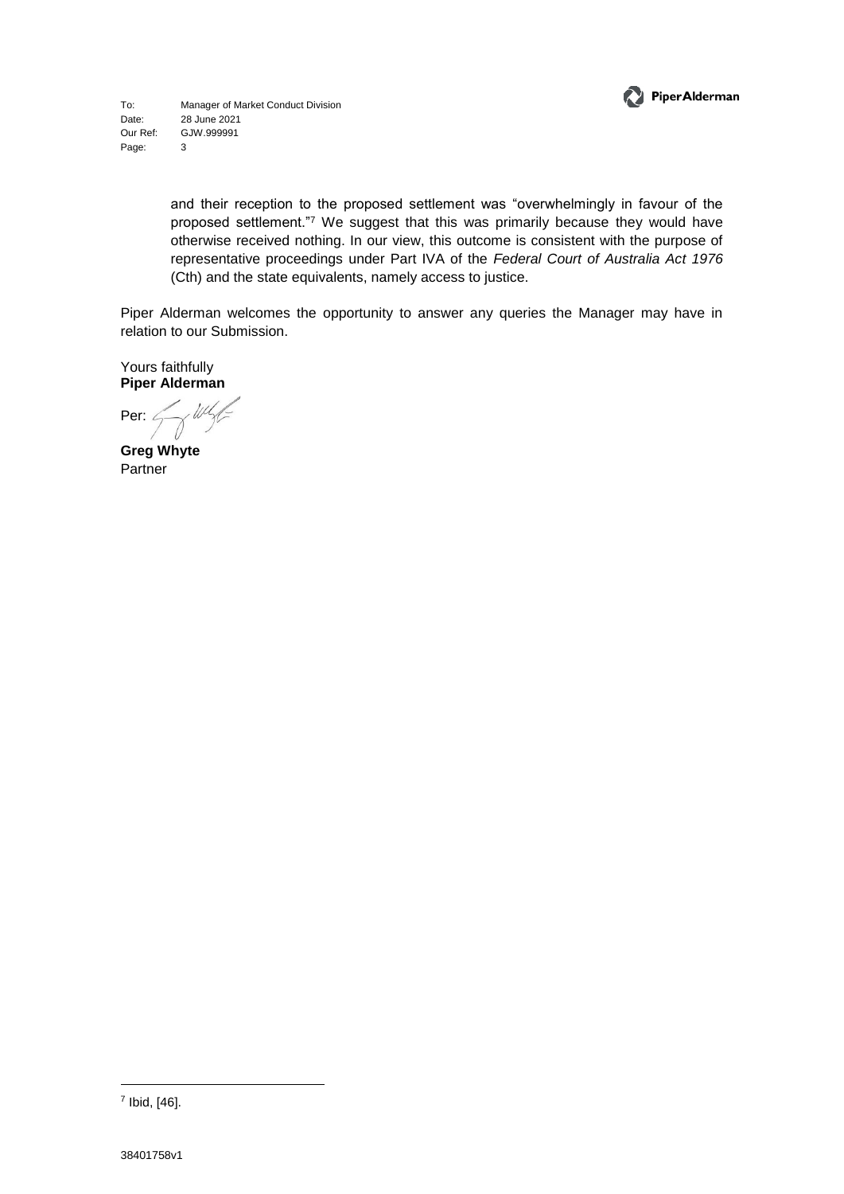and their reception to the proposed settlement was "overwhelmingly in favour of the proposed settlement."[7] We suggest that this was primarily because they would have otherwise received nothing. In our view, this outcome is consistent with the purpose of representative proceedings under Part IVA of the *Federal Court of Australia Act 1976* (Cth) and the state equivalents, namely access to justice.

Piper Alderman welcomes the opportunity to answer any queries the Manager may have in relation to our Submission.

Yours faithfully
**Piper Alderman**

Per:

**Greg Whyte**
Partner

[7] Ibid, [46].